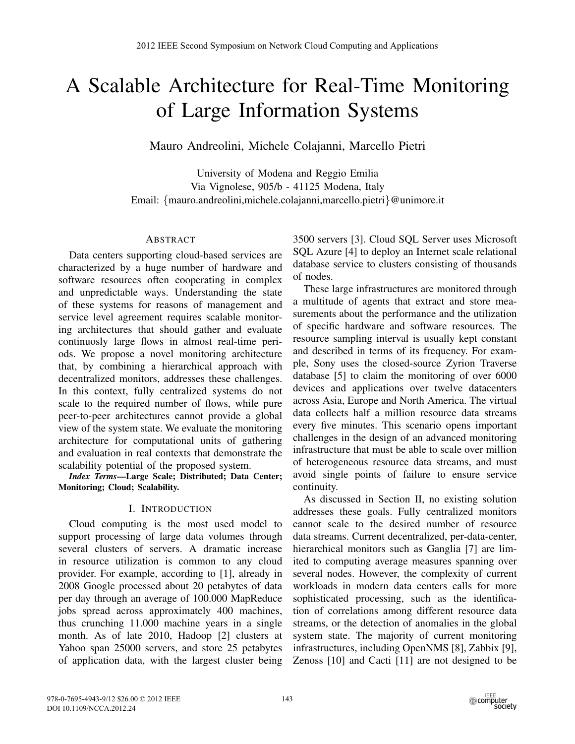# A Scalable Architecture for Real-Time Monitoring of Large Information Systems

Mauro Andreolini, Michele Colajanni, Marcello Pietri

University of Modena and Reggio Emilia
Via Vignolese, 905/b - 41125 Modena, Italy
Email: {mauro.andreolini,michele.colajanni,marcello.pietri}@unimore.it

## Abstract

Data centers supporting cloud-based services are characterized by a huge number of hardware and software resources often cooperating in complex and unpredictable ways. Understanding the state of these systems for reasons of management and service level agreement requires scalable monitoring architectures that should gather and evaluate continuosly large flows in almost real-time periods. We propose a novel monitoring architecture that, by combining a hierarchical approach with decentralized monitors, addresses these challenges. In this context, fully centralized systems do not scale to the required number of flows, while pure peer-to-peer architectures cannot provide a global view of the system state. We evaluate the monitoring architecture for computational units of gathering and evaluation in real contexts that demonstrate the scalability potential of the proposed system.

***Index Terms*—Large Scale; Distributed; Data Center; Monitoring; Cloud; Scalability.**

## I. Introduction

Cloud computing is the most used model to support processing of large data volumes through several clusters of servers. A dramatic increase in resource utilization is common to any cloud provider. For example, according to [1], already in 2008 Google processed about 20 petabytes of data per day through an average of 100.000 MapReduce jobs spread across approximately 400 machines, thus crunching 11.000 machine years in a single month. As of late 2010, Hadoop [2] clusters at Yahoo span 25000 servers, and store 25 petabytes of application data, with the largest cluster being 3500 servers [3]. Cloud SQL Server uses Microsoft SQL Azure [4] to deploy an Internet scale relational database service to clusters consisting of thousands of nodes.

These large infrastructures are monitored through a multitude of agents that extract and store measurements about the performance and the utilization of specific hardware and software resources. The resource sampling interval is usually kept constant and described in terms of its frequency. For example, Sony uses the closed-source Zyrion Traverse database [5] to claim the monitoring of over 6000 devices and applications over twelve datacenters across Asia, Europe and North America. The virtual data collects half a million resource data streams every five minutes. This scenario opens important challenges in the design of an advanced monitoring infrastructure that must be able to scale over million of heterogeneous resource data streams, and must avoid single points of failure to ensure service continuity.

As discussed in Section II, no existing solution addresses these goals. Fully centralized monitors cannot scale to the desired number of resource data streams. Current decentralized, per-data-center, hierarchical monitors such as Ganglia [7] are limited to computing average measures spanning over several nodes. However, the complexity of current workloads in modern data centers calls for more sophisticated processing, such as the identification of correlations among different resource data streams, or the detection of anomalies in the global system state. The majority of current monitoring infrastructures, including OpenNMS [8], Zabbix [9], Zenoss [10] and Cacti [11] are not designed to be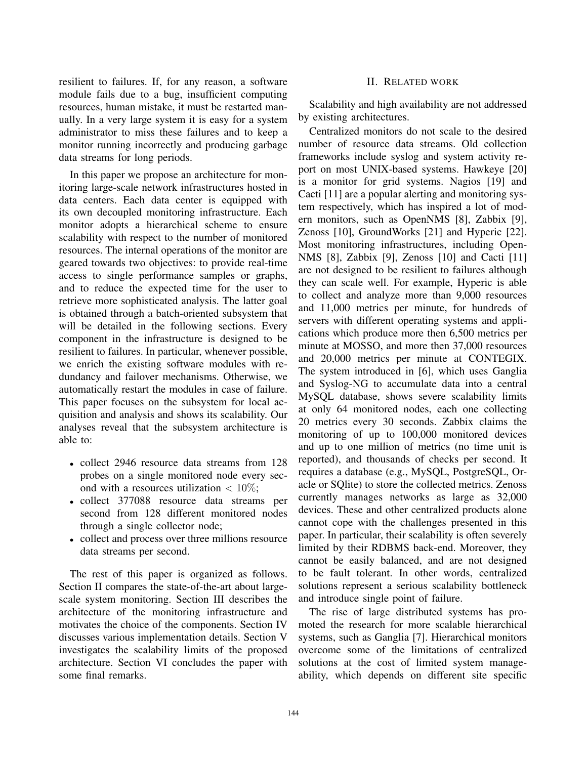resilient to failures. If, for any reason, a software module fails due to a bug, insufficient computing resources, human mistake, it must be restarted manually. In a very large system it is easy for a system administrator to miss these failures and to keep a monitor running incorrectly and producing garbage data streams for long periods.

In this paper we propose an architecture for monitoring large-scale network infrastructures hosted in data centers. Each data center is equipped with its own decoupled monitoring infrastructure. Each monitor adopts a hierarchical scheme to ensure scalability with respect to the number of monitored resources. The internal operations of the monitor are geared towards two objectives: to provide real-time access to single performance samples or graphs, and to reduce the expected time for the user to retrieve more sophisticated analysis. The latter goal is obtained through a batch-oriented subsystem that will be detailed in the following sections. Every component in the infrastructure is designed to be resilient to failures. In particular, whenever possible, we enrich the existing software modules with redundancy and failover mechanisms. Otherwise, we automatically restart the modules in case of failure. This paper focuses on the subsystem for local acquisition and analysis and shows its scalability. Our analyses reveal that the subsystem architecture is able to:

- collect 2946 resource data streams from 128 probes on a single monitored node every second with a resources utilization $< 10\%$;
- collect 377088 resource data streams per second from 128 different monitored nodes through a single collector node;
- collect and process over three millions resource data streams per second.

The rest of this paper is organized as follows. Section II compares the state-of-the-art about large-scale system monitoring. Section III describes the architecture of the monitoring infrastructure and motivates the choice of the components. Section IV discusses various implementation details. Section V investigates the scalability limits of the proposed architecture. Section VI concludes the paper with some final remarks.

## II. Related work

Scalability and high availability are not addressed by existing architectures.

Centralized monitors do not scale to the desired number of resource data streams. Old collection frameworks include syslog and system activity report on most UNIX-based systems. Hawkeye [20] is a monitor for grid systems. Nagios [19] and Cacti [11] are a popular alerting and monitoring system respectively, which has inspired a lot of modern monitors, such as OpenNMS [8], Zabbix [9], Zenoss [10], GroundWorks [21] and Hyperic [22]. Most monitoring infrastructures, including OpenNMS [8], Zabbix [9], Zenoss [10] and Cacti [11] are not designed to be resilient to failures although they can scale well. For example, Hyperic is able to collect and analyze more than 9,000 resources and 11,000 metrics per minute, for hundreds of servers with different operating systems and applications which produce more then 6,500 metrics per minute at MOSSO, and more then 37,000 resources and 20,000 metrics per minute at CONTEGIX. The system introduced in [6], which uses Ganglia and Syslog-NG to accumulate data into a central MySQL database, shows severe scalability limits at only 64 monitored nodes, each one collecting 20 metrics every 30 seconds. Zabbix claims the monitoring of up to 100,000 monitored devices and up to one million of metrics (no time unit is reported), and thousands of checks per second. It requires a database (e.g., MySQL, PostgreSQL, Oracle or SQlite) to store the collected metrics. Zenoss currently manages networks as large as 32,000 devices. These and other centralized products alone cannot cope with the challenges presented in this paper. In particular, their scalability is often severely limited by their RDBMS back-end. Moreover, they cannot be easily balanced, and are not designed to be fault tolerant. In other words, centralized solutions represent a serious scalability bottleneck and introduce single point of failure.

The rise of large distributed systems has promoted the research for more scalable hierarchical systems, such as Ganglia [7]. Hierarchical monitors overcome some of the limitations of centralized solutions at the cost of limited system manageability, which depends on different site specific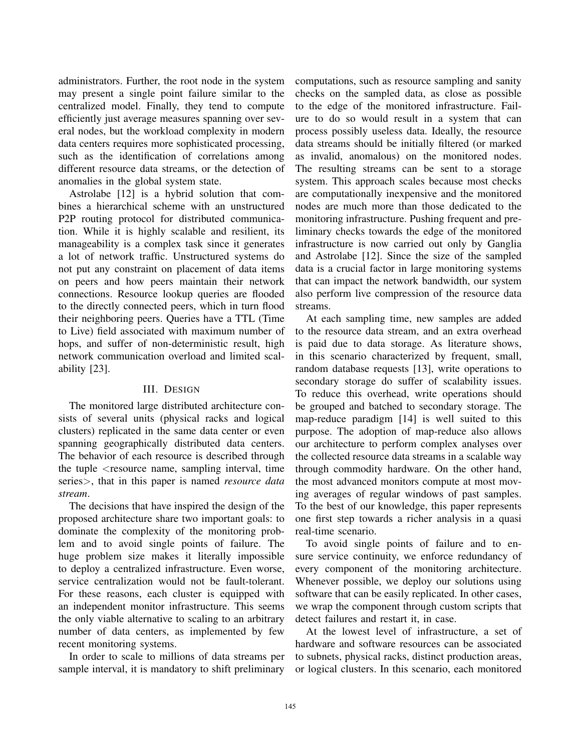administrators. Further, the root node in the system may present a single point failure similar to the centralized model. Finally, they tend to compute efficiently just average measures spanning over several nodes, but the workload complexity in modern data centers requires more sophisticated processing, such as the identification of correlations among different resource data streams, or the detection of anomalies in the global system state.

Astrolabe [12] is a hybrid solution that combines a hierarchical scheme with an unstructured P2P routing protocol for distributed communication. While it is highly scalable and resilient, its manageability is a complex task since it generates a lot of network traffic. Unstructured systems do not put any constraint on placement of data items on peers and how peers maintain their network connections. Resource lookup queries are flooded to the directly connected peers, which in turn flood their neighboring peers. Queries have a TTL (Time to Live) field associated with maximum number of hops, and suffer of non-deterministic result, high network communication overload and limited scalability [23].

## III. Design

The monitored large distributed architecture consists of several units (physical racks and logical clusters) replicated in the same data center or even spanning geographically distributed data centers. The behavior of each resource is described through the tuple <resource name, sampling interval, time series>, that in this paper is named *resource data stream*.

The decisions that have inspired the design of the proposed architecture share two important goals: to dominate the complexity of the monitoring problem and to avoid single points of failure. The huge problem size makes it literally impossible to deploy a centralized infrastructure. Even worse, service centralization would not be fault-tolerant. For these reasons, each cluster is equipped with an independent monitor infrastructure. This seems the only viable alternative to scaling to an arbitrary number of data centers, as implemented by few recent monitoring systems.

In order to scale to millions of data streams per sample interval, it is mandatory to shift preliminary computations, such as resource sampling and sanity checks on the sampled data, as close as possible to the edge of the monitored infrastructure. Failure to do so would result in a system that can process possibly useless data. Ideally, the resource data streams should be initially filtered (or marked as invalid, anomalous) on the monitored nodes. The resulting streams can be sent to a storage system. This approach scales because most checks are computationally inexpensive and the monitored nodes are much more than those dedicated to the monitoring infrastructure. Pushing frequent and preliminary checks towards the edge of the monitored infrastructure is now carried out only by Ganglia and Astrolabe [12]. Since the size of the sampled data is a crucial factor in large monitoring systems that can impact the network bandwidth, our system also perform live compression of the resource data streams.

At each sampling time, new samples are added to the resource data stream, and an extra overhead is paid due to data storage. As literature shows, in this scenario characterized by frequent, small, random database requests [13], write operations to secondary storage do suffer of scalability issues. To reduce this overhead, write operations should be grouped and batched to secondary storage. The map-reduce paradigm [14] is well suited to this purpose. The adoption of map-reduce also allows our architecture to perform complex analyses over the collected resource data streams in a scalable way through commodity hardware. On the other hand, the most advanced monitors compute at most moving averages of regular windows of past samples. To the best of our knowledge, this paper represents one first step towards a richer analysis in a quasi real-time scenario.

To avoid single points of failure and to ensure service continuity, we enforce redundancy of every component of the monitoring architecture. Whenever possible, we deploy our solutions using software that can be easily replicated. In other cases, we wrap the component through custom scripts that detect failures and restart it, in case.

At the lowest level of infrastructure, a set of hardware and software resources can be associated to subnets, physical racks, distinct production areas, or logical clusters. In this scenario, each monitored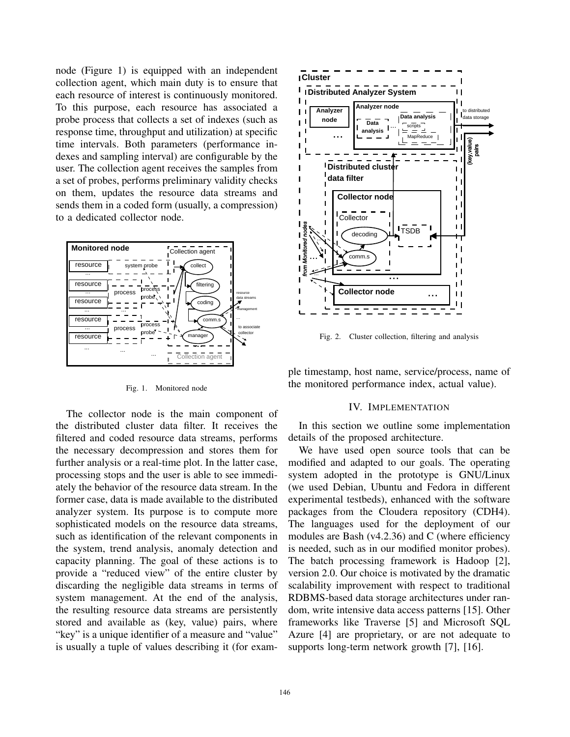node (Figure 1) is equipped with an independent collection agent, which main duty is to ensure that each resource of interest is continuously monitored. To this purpose, each resource has associated a probe process that collects a set of indexes (such as response time, throughput and utilization) at specific time intervals. Both parameters (performance indexes and sampling interval) are configurable by the user. The collection agent receives the samples from a set of probes, performs preliminary validity checks on them, updates the resource data streams and sends them in a coded form (usually, a compression) to a dedicated collector node.

Fig. 1. Monitored node

The collector node is the main component of the distributed cluster data filter. It receives the filtered and coded resource data streams, performs the necessary decompression and stores them for further analysis or a real-time plot. In the latter case, processing stops and the user is able to see immediately the behavior of the resource data stream. In the former case, data is made available to the distributed analyzer system. Its purpose is to compute more sophisticated models on the resource data streams, such as identification of the relevant components in the system, trend analysis, anomaly detection and capacity planning. The goal of these actions is to provide a "reduced view" of the entire cluster by discarding the negligible data streams in terms of system management. At the end of the analysis, the resulting resource data streams are persistently stored and available as (key, value) pairs, where "key" is a unique identifier of a measure and "value" is usually a tuple of values describing it (for example timestamp, host name, service/process, name of the monitored performance index, actual value).

Fig. 2. Cluster collection, filtering and analysis

## IV. Implementation

In this section we outline some implementation details of the proposed architecture.

We have used open source tools that can be modified and adapted to our goals. The operating system adopted in the prototype is GNU/Linux (we used Debian, Ubuntu and Fedora in different experimental testbeds), enhanced with the software packages from the Cloudera repository (CDH4). The languages used for the deployment of our modules are Bash (v4.2.36) and C (where efficiency is needed, such as in our modified monitor probes). The batch processing framework is Hadoop [2], version 2.0. Our choice is motivated by the dramatic scalability improvement with respect to traditional RDBMS-based data storage architectures under random, write intensive data access patterns [15]. Other frameworks like Traverse [5] and Microsoft SQL Azure [4] are proprietary, or are not adequate to supports long-term network growth [7], [16].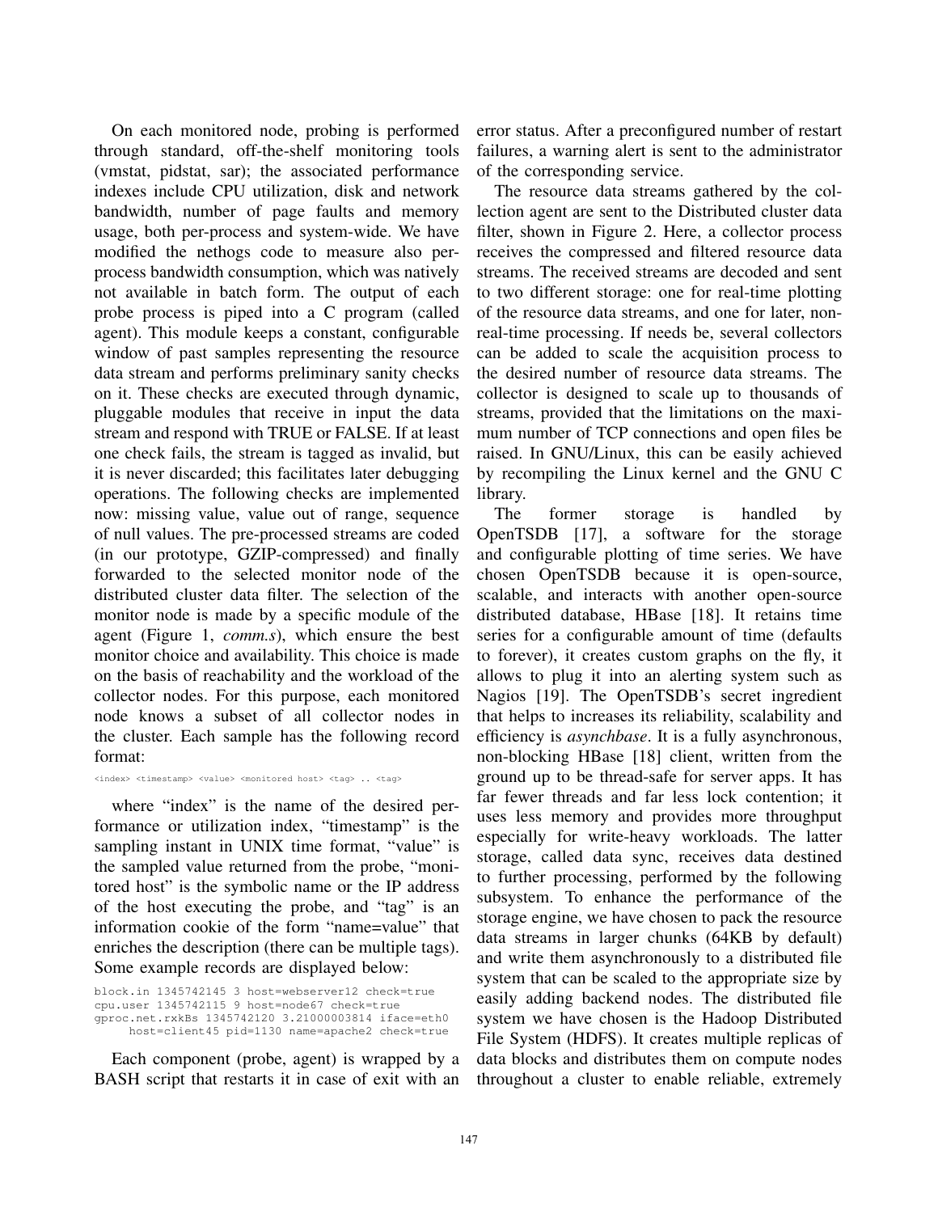On each monitored node, probing is performed through standard, off-the-shelf monitoring tools (vmstat, pidstat, sar); the associated performance indexes include CPU utilization, disk and network bandwidth, number of page faults and memory usage, both per-process and system-wide. We have modified the nethogs code to measure also per-process bandwidth consumption, which was natively not available in batch form. The output of each probe process is piped into a C program (called agent). This module keeps a constant, configurable window of past samples representing the resource data stream and performs preliminary sanity checks on it. These checks are executed through dynamic, pluggable modules that receive in input the data stream and respond with TRUE or FALSE. If at least one check fails, the stream is tagged as invalid, but it is never discarded; this facilitates later debugging operations. The following checks are implemented now: missing value, value out of range, sequence of null values. The pre-processed streams are coded (in our prototype, GZIP-compressed) and finally forwarded to the selected monitor node of the distributed cluster data filter. The selection of the monitor node is made by a specific module of the agent (Figure 1, *comm.s*), which ensure the best monitor choice and availability. This choice is made on the basis of reachability and the workload of the collector nodes. For this purpose, each monitored node knows a subset of all collector nodes in the cluster. Each sample has the following record format:

```
<index> <timestamp> <value> <monitored host> <tag> .. <tag>
```

where "index" is the name of the desired performance or utilization index, "timestamp" is the sampling instant in UNIX time format, "value" is the sampled value returned from the probe, "monitored host" is the symbolic name or the IP address of the host executing the probe, and "tag" is an information cookie of the form "name=value" that enriches the description (there can be multiple tags). Some example records are displayed below:

```
block.in 1345742145 3 host=webserver12 check=true
cpu.user 1345742115 9 host=node67 check=true
gproc.net.rxkBs 1345742120 3.21000003814 iface=eth0
     host=client45 pid=1130 name=apache2 check=true
```

Each component (probe, agent) is wrapped by a BASH script that restarts it in case of exit with an error status. After a preconfigured number of restart failures, a warning alert is sent to the administrator of the corresponding service.

The resource data streams gathered by the collection agent are sent to the Distributed cluster data filter, shown in Figure 2. Here, a collector process receives the compressed and filtered resource data streams. The received streams are decoded and sent to two different storage: one for real-time plotting of the resource data streams, and one for later, non-real-time processing. If needs be, several collectors can be added to scale the acquisition process to the desired number of resource data streams. The collector is designed to scale up to thousands of streams, provided that the limitations on the maximum number of TCP connections and open files be raised. In GNU/Linux, this can be easily achieved by recompiling the Linux kernel and the GNU C library.

The former storage is handled by OpenTSDB [17], a software for the storage and configurable plotting of time series. We have chosen OpenTSDB because it is open-source, scalable, and interacts with another open-source distributed database, HBase [18]. It retains time series for a configurable amount of time (defaults to forever), it creates custom graphs on the fly, it allows to plug it into an alerting system such as Nagios [19]. The OpenTSDB's secret ingredient that helps to increases its reliability, scalability and efficiency is *asynchbase*. It is a fully asynchronous, non-blocking HBase [18] client, written from the ground up to be thread-safe for server apps. It has far fewer threads and far less lock contention; it uses less memory and provides more throughput especially for write-heavy workloads. The latter storage, called data sync, receives data destined to further processing, performed by the following subsystem. To enhance the performance of the storage engine, we have chosen to pack the resource data streams in larger chunks (64KB by default) and write them asynchronously to a distributed file system that can be scaled to the appropriate size by easily adding backend nodes. The distributed file system we have chosen is the Hadoop Distributed File System (HDFS). It creates multiple replicas of data blocks and distributes them on compute nodes throughout a cluster to enable reliable, extremely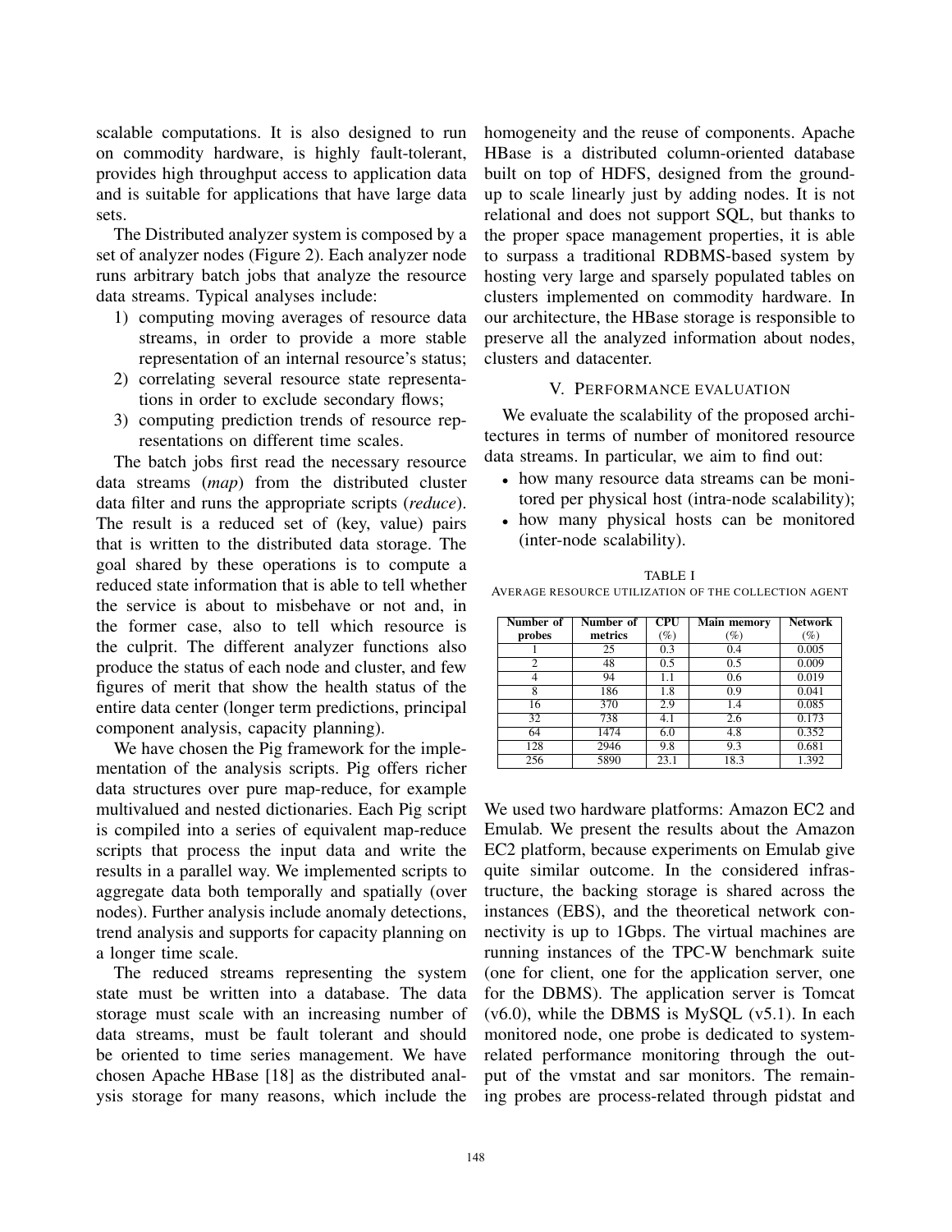scalable computations. It is also designed to run on commodity hardware, is highly fault-tolerant, provides high throughput access to application data and is suitable for applications that have large data sets.

The Distributed analyzer system is composed by a set of analyzer nodes (Figure 2). Each analyzer node runs arbitrary batch jobs that analyze the resource data streams. Typical analyses include:

1) computing moving averages of resource data streams, in order to provide a more stable representation of an internal resource's status;
2) correlating several resource state representations in order to exclude secondary flows;
3) computing prediction trends of resource representations on different time scales.

The batch jobs first read the necessary resource data streams (*map*) from the distributed cluster data filter and runs the appropriate scripts (*reduce*). The result is a reduced set of (key, value) pairs that is written to the distributed data storage. The goal shared by these operations is to compute a reduced state information that is able to tell whether the service is about to misbehave or not and, in the former case, also to tell which resource is the culprit. The different analyzer functions also produce the status of each node and cluster, and few figures of merit that show the health status of the entire data center (longer term predictions, principal component analysis, capacity planning).

We have chosen the Pig framework for the implementation of the analysis scripts. Pig offers richer data structures over pure map-reduce, for example multivalued and nested dictionaries. Each Pig script is compiled into a series of equivalent map-reduce scripts that process the input data and write the results in a parallel way. We implemented scripts to aggregate data both temporally and spatially (over nodes). Further analysis include anomaly detections, trend analysis and supports for capacity planning on a longer time scale.

The reduced streams representing the system state must be written into a database. The data storage must scale with an increasing number of data streams, must be fault tolerant and should be oriented to time series management. We have chosen Apache HBase [18] as the distributed analysis storage for many reasons, which include the homogeneity and the reuse of components. Apache HBase is a distributed column-oriented database built on top of HDFS, designed from the ground-up to scale linearly just by adding nodes. It is not relational and does not support SQL, but thanks to the proper space management properties, it is able to surpass a traditional RDBMS-based system by hosting very large and sparsely populated tables on clusters implemented on commodity hardware. In our architecture, the HBase storage is responsible to preserve all the analyzed information about nodes, clusters and datacenter.

## V. Performance evaluation

We evaluate the scalability of the proposed architectures in terms of number of monitored resource data streams. In particular, we aim to find out:

- how many resource data streams can be monitored per physical host (intra-node scalability);
- how many physical hosts can be monitored (inter-node scalability).

TABLE I
Average resource utilization of the collection agent

| Number of probes | Number of metrics | CPU (%) | Main memory (%) | Network (%) |
|---|---|---|---|---|
| 1 | 25 | 0.3 | 0.4 | 0.005 |
| 2 | 48 | 0.5 | 0.5 | 0.009 |
| 4 | 94 | 1.1 | 0.6 | 0.019 |
| 8 | 186 | 1.8 | 0.9 | 0.041 |
| 16 | 370 | 2.9 | 1.4 | 0.085 |
| 32 | 738 | 4.1 | 2.6 | 0.173 |
| 64 | 1474 | 6.0 | 4.8 | 0.352 |
| 128 | 2946 | 9.8 | 9.3 | 0.681 |
| 256 | 5890 | 23.1 | 18.3 | 1.392 |

We used two hardware platforms: Amazon EC2 and Emulab. We present the results about the Amazon EC2 platform, because experiments on Emulab give quite similar outcome. In the considered infrastructure, the backing storage is shared across the instances (EBS), and the theoretical network connectivity is up to 1Gbps. The virtual machines are running instances of the TPC-W benchmark suite (one for client, one for the application server, one for the DBMS). The application server is Tomcat (v6.0), while the DBMS is MySQL (v5.1). In each monitored node, one probe is dedicated to system-related performance monitoring through the output of the vmstat and sar monitors. The remaining probes are process-related through pidstat and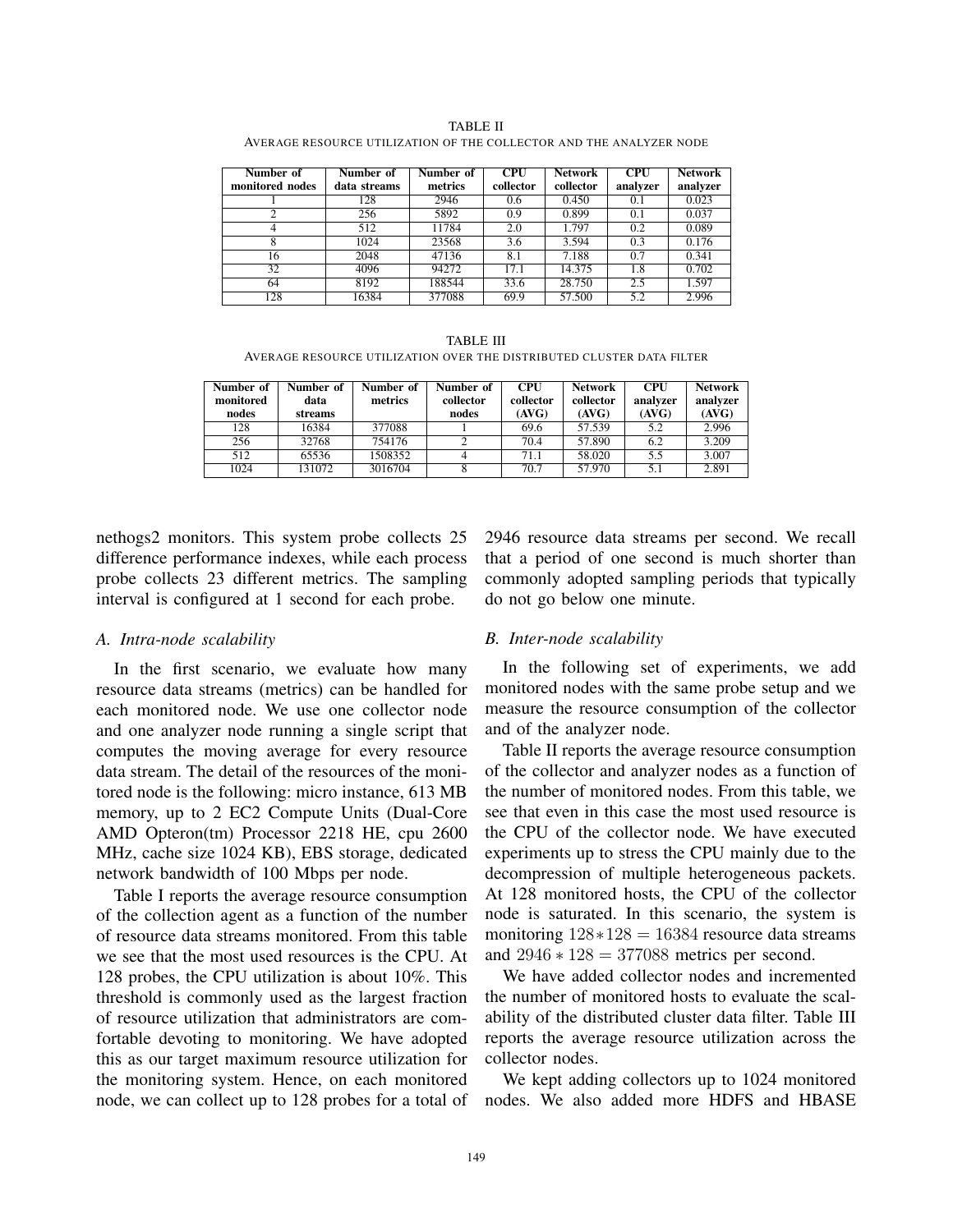TABLE II

AVERAGE RESOURCE UTILIZATION OF THE COLLECTOR AND THE ANALYZER NODE

| Number of monitored nodes | Number of data streams | Number of metrics | CPU collector | Network collector | CPU analyzer | Network analyzer |
|---|---|---|---|---|---|---|
| 1 | 128 | 2946 | 0.6 | 0.450 | 0.1 | 0.023 |
| 2 | 256 | 5892 | 0.9 | 0.899 | 0.1 | 0.037 |
| 4 | 512 | 11784 | 2.0 | 1.797 | 0.2 | 0.089 |
| 8 | 1024 | 23568 | 3.6 | 3.594 | 0.3 | 0.176 |
| 16 | 2048 | 47136 | 8.1 | 7.188 | 0.7 | 0.341 |
| 32 | 4096 | 94272 | 17.1 | 14.375 | 1.8 | 0.702 |
| 64 | 8192 | 188544 | 33.6 | 28.750 | 2.5 | 1.597 |
| 128 | 16384 | 377088 | 69.9 | 57.500 | 5.2 | 2.996 |

TABLE III

AVERAGE RESOURCE UTILIZATION OVER THE DISTRIBUTED CLUSTER DATA FILTER

| Number of monitored nodes | Number of data streams | Number of metrics | Number of collector nodes | CPU collector (AVG) | Network collector (AVG) | CPU analyzer (AVG) | Network analyzer (AVG) |
|---|---|---|---|---|---|---|---|
| 128 | 16384 | 377088 | 1 | 69.6 | 57.539 | 5.2 | 2.996 |
| 256 | 32768 | 754176 | 2 | 70.4 | 57.890 | 6.2 | 3.209 |
| 512 | 65536 | 1508352 | 4 | 71.1 | 58.020 | 5.5 | 3.007 |
| 1024 | 131072 | 3016704 | 8 | 70.7 | 57.970 | 5.1 | 2.891 |

nethogs2 monitors. This system probe collects 25 difference performance indexes, while each process probe collects 23 different metrics. The sampling interval is configured at 1 second for each probe.

### A. Intra-node scalability

In the first scenario, we evaluate how many resource data streams (metrics) can be handled for each monitored node. We use one collector node and one analyzer node running a single script that computes the moving average for every resource data stream. The detail of the resources of the monitored node is the following: micro instance, 613 MB memory, up to 2 EC2 Compute Units (Dual-Core AMD Opteron(tm) Processor 2218 HE, cpu 2600 MHz, cache size 1024 KB), EBS storage, dedicated network bandwidth of 100 Mbps per node.

Table I reports the average resource consumption of the collection agent as a function of the number of resource data streams monitored. From this table we see that the most used resources is the CPU. At 128 probes, the CPU utilization is about 10%. This threshold is commonly used as the largest fraction of resource utilization that administrators are comfortable devoting to monitoring. We have adopted this as our target maximum resource utilization for the monitoring system. Hence, on each monitored node, we can collect up to 128 probes for a total of 2946 resource data streams per second. We recall that a period of one second is much shorter than commonly adopted sampling periods that typically do not go below one minute.

### B. Inter-node scalability

In the following set of experiments, we add monitored nodes with the same probe setup and we measure the resource consumption of the collector and of the analyzer node.

Table II reports the average resource consumption of the collector and analyzer nodes as a function of the number of monitored nodes. From this table, we see that even in this case the most used resource is the CPU of the collector node. We have executed experiments up to stress the CPU mainly due to the decompression of multiple heterogeneous packets. At 128 monitored hosts, the CPU of the collector node is saturated. In this scenario, the system is monitoring $128*128 = 16384$ resource data streams and $2946*128 = 377088$ metrics per second.

We have added collector nodes and incremented the number of monitored hosts to evaluate the scalability of the distributed cluster data filter. Table III reports the average resource utilization across the collector nodes.

We kept adding collectors up to 1024 monitored nodes. We also added more HDFS and HBASE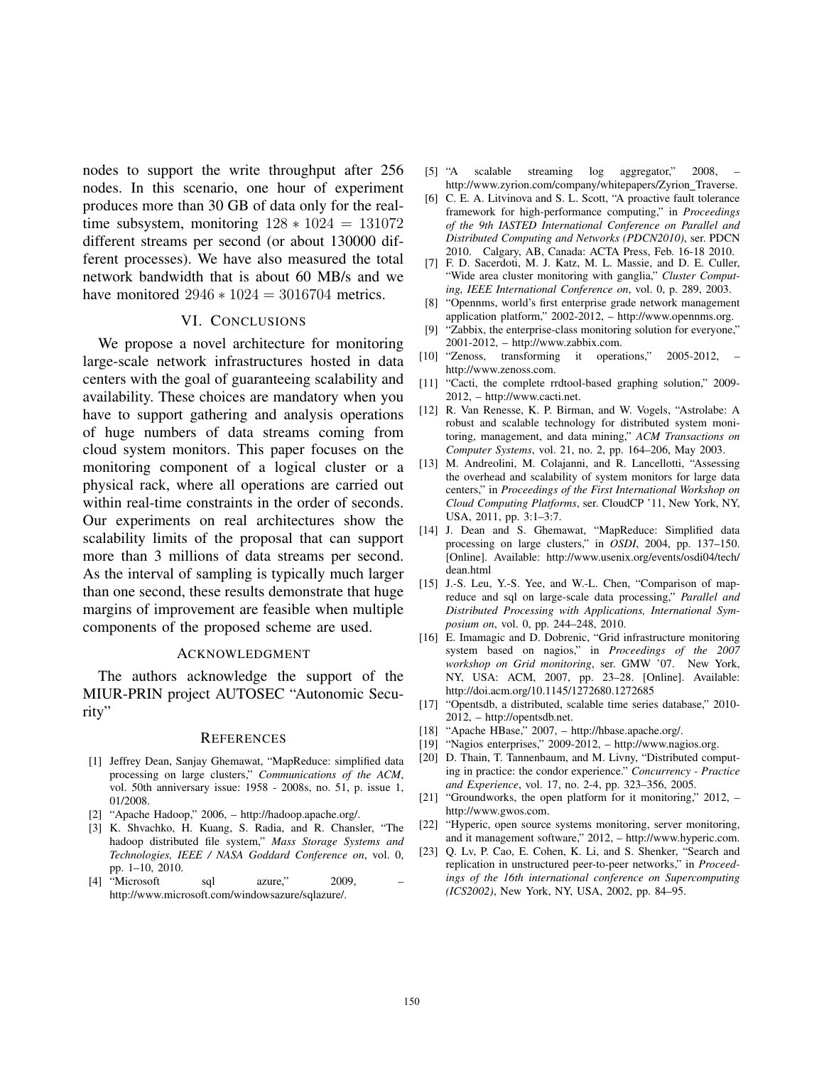nodes to support the write throughput after 256 nodes. In this scenario, one hour of experiment produces more than 30 GB of data only for the real-time subsystem, monitoring $128 * 1024 = 131072$ different streams per second (or about 130000 different processes). We have also measured the total network bandwidth that is about 60 MB/s and we have monitored $2946 * 1024 = 3016704$ metrics.

## VI. Conclusions

We propose a novel architecture for monitoring large-scale network infrastructures hosted in data centers with the goal of guaranteeing scalability and availability. These choices are mandatory when you have to support gathering and analysis operations of huge numbers of data streams coming from cloud system monitors. This paper focuses on the monitoring component of a logical cluster or a physical rack, where all operations are carried out within real-time constraints in the order of seconds. Our experiments on real architectures show the scalability limits of the proposal that can support more than 3 millions of data streams per second. As the interval of sampling is typically much larger than one second, these results demonstrate that huge margins of improvement are feasible when multiple components of the proposed scheme are used.

## Acknowledgment

The authors acknowledge the support of the MIUR-PRIN project AUTOSEC "Autonomic Security"

## References

[1] Jeffrey Dean, Sanjay Ghemawat, "MapReduce: simplified data processing on large clusters," *Communications of the ACM*, vol. 50th anniversary issue: 1958 - 2008s, no. 51, p. issue 1, 01/2008.

[2] "Apache Hadoop," 2006, – http://hadoop.apache.org/.

[3] K. Shvachko, H. Kuang, S. Radia, and R. Chansler, "The hadoop distributed file system," *Mass Storage Systems and Technologies, IEEE / NASA Goddard Conference on*, vol. 0, pp. 1–10, 2010.

[4] "Microsoft sql azure," 2009, – http://www.microsoft.com/windowsazure/sqlazure/.

[5] "A scalable streaming log aggregator," 2008, – http://www.zyrion.com/company/whitepapers/Zyrion_Traverse.

[6] C. E. A. Litvinova and S. L. Scott, "A proactive fault tolerance framework for high-performance computing," in *Proceedings of the 9th IASTED International Conference on Parallel and Distributed Computing and Networks (PDCN2010)*, ser. PDCN 2010. Calgary, AB, Canada: ACTA Press, Feb. 16-18 2010.

[7] F. D. Sacerdoti, M. J. Katz, M. L. Massie, and D. E. Culler, "Wide area cluster monitoring with ganglia," *Cluster Computing, IEEE International Conference on*, vol. 0, p. 289, 2003.

[8] "Opennms, world's first enterprise grade network management application platform," 2002-2012, – http://www.opennms.org.

[9] "Zabbix, the enterprise-class monitoring solution for everyone," 2001-2012, – http://www.zabbix.com.

[10] "Zenoss, transforming it operations," 2005-2012, – http://www.zenoss.com.

[11] "Cacti, the complete rrdtool-based graphing solution," 2009-2012, – http://www.cacti.net.

[12] R. Van Renesse, K. P. Birman, and W. Vogels, "Astrolabe: A robust and scalable technology for distributed system monitoring, management, and data mining," *ACM Transactions on Computer Systems*, vol. 21, no. 2, pp. 164–206, May 2003.

[13] M. Andreolini, M. Colajanni, and R. Lancellotti, "Assessing the overhead and scalability of system monitors for large data centers," in *Proceedings of the First International Workshop on Cloud Computing Platforms*, ser. CloudCP '11, New York, NY, USA, 2011, pp. 3:1–3:7.

[14] J. Dean and S. Ghemawat, "MapReduce: Simplified data processing on large clusters," in *OSDI*, 2004, pp. 137–150. [Online]. Available: http://www.usenix.org/events/osdi04/tech/dean.html

[15] J.-S. Leu, Y.-S. Yee, and W.-L. Chen, "Comparison of map-reduce and sql on large-scale data processing," *Parallel and Distributed Processing with Applications, International Symposium on*, vol. 0, pp. 244–248, 2010.

[16] E. Imamagic and D. Dobrenic, "Grid infrastructure monitoring system based on nagios," in *Proceedings of the 2007 workshop on Grid monitoring*, ser. GMW '07. New York, NY, USA: ACM, 2007, pp. 23–28. [Online]. Available: http://doi.acm.org/10.1145/1272680.1272685

[17] "Opentsdb, a distributed, scalable time series database," 2010-2012, – http://opentsdb.net.

[18] "Apache HBase," 2007, – http://hbase.apache.org/.

[19] "Nagios enterprises," 2009-2012, – http://www.nagios.org.

[20] D. Thain, T. Tannenbaum, and M. Livny, "Distributed computing in practice: the condor experience." *Concurrency - Practice and Experience*, vol. 17, no. 2-4, pp. 323–356, 2005.

[21] "Groundworks, the open platform for it monitoring," 2012, – http://www.gwos.com.

[22] "Hyperic, open source systems monitoring, server monitoring, and it management software," 2012, – http://www.hyperic.com.

[23] Q. Lv, P. Cao, E. Cohen, K. Li, and S. Shenker, "Search and replication in unstructured peer-to-peer networks," in *Proceedings of the 16th international conference on Supercomputing (ICS2002)*, New York, NY, USA, 2002, pp. 84–95.